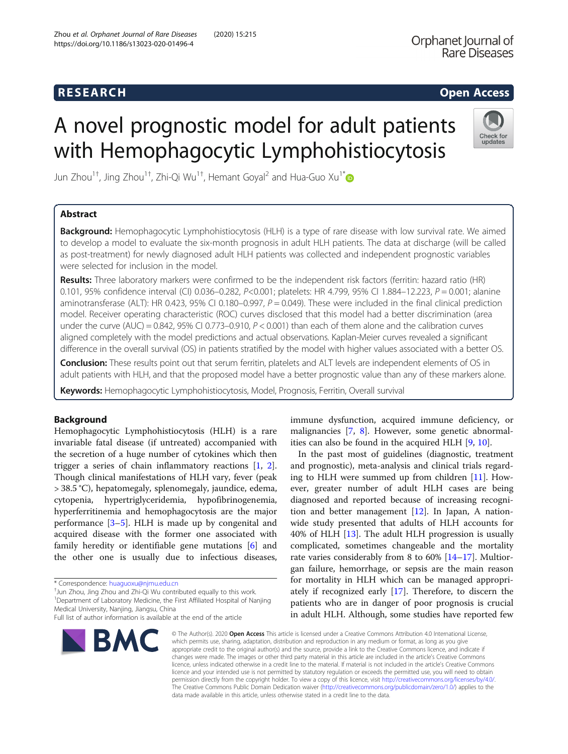RESEARCH

Open Access

# A novel prognostic model for adult patients with Hemophagocytic Lymphohistiocytosis

Jun Zhou[1†], Jing Zhou[1†], Zhi-Qi Wu[1†], Hemant Goyal[2] and Hua-Guo Xu[1*]

## Abstract

**Background:** Hemophagocytic Lymphohistiocytosis (HLH) is a type of rare disease with low survival rate. We aimed to develop a model to evaluate the six-month prognosis in adult HLH patients. The data at discharge (will be called as post-treatment) for newly diagnosed adult HLH patients was collected and independent prognostic variables were selected for inclusion in the model.

**Results:** Three laboratory markers were confirmed to be the independent risk factors (ferritin: hazard ratio (HR) 0.101, 95% confidence interval (CI) 0.036–0.282, $P<0.001$; platelets: HR 4.799, 95% CI 1.884–12.223, $P = 0.001$; alanine aminotransferase (ALT): HR 0.423, 95% CI 0.180–0.997, $P = 0.049$). These were included in the final clinical prediction model. Receiver operating characteristic (ROC) curves disclosed that this model had a better discrimination (area under the curve (AUC) = 0.842, 95% CI 0.773–0.910, $P < 0.001$) than each of them alone and the calibration curves aligned completely with the model predictions and actual observations. Kaplan-Meier curves revealed a significant difference in the overall survival (OS) in patients stratified by the model with higher values associated with a better OS.

**Conclusion:** These results point out that serum ferritin, platelets and ALT levels are independent elements of OS in adult patients with HLH, and that the proposed model have a better prognostic value than any of these markers alone.

**Keywords:** Hemophagocytic Lymphohistiocytosis, Model, Prognosis, Ferritin, Overall survival

## Background

Hemophagocytic Lymphohistiocytosis (HLH) is a rare invariable fatal disease (if untreated) accompanied with the secretion of a huge number of cytokines which then trigger a series of chain inflammatory reactions [1, 2]. Though clinical manifestations of HLH vary, fever (peak > 38.5 °C), hepatomegaly, splenomegaly, jaundice, edema, cytopenia, hypertriglyceridemia, hypofibrinogenemia, hyperferritinemia and hemophagocytosis are the major performance [3–5]. HLH is made up by congenital and acquired disease with the former one associated with family heredity or identifiable gene mutations [6] and the other one is usually due to infectious diseases, immune dysfunction, acquired immune deficiency, or malignancies [7, 8]. However, some genetic abnormalities can also be found in the acquired HLH [9, 10].

In the past most of guidelines (diagnostic, treatment and prognostic), meta-analysis and clinical trials regarding to HLH were summed up from children [11]. However, greater number of adult HLH cases are being diagnosed and reported because of increasing recognition and better management [12]. In Japan, A nation-wide study presented that adults of HLH accounts for 40% of HLH [13]. The adult HLH progression is usually complicated, sometimes changeable and the mortality rate varies considerably from 8 to 60% [14–17]. Multiorgan failure, hemorrhage, or sepsis are the main reason for mortality in HLH which can be managed appropriately if recognized early [17]. Therefore, to discern the patients who are in danger of poor prognosis is crucial in adult HLH. Although, some studies have reported few

\* Correspondence: huaguoxu@njmu.edu.cn
†Jun Zhou, Jing Zhou and Zhi-Qi Wu contributed equally to this work.
[1]Department of Laboratory Medicine, the First Affiliated Hospital of Nanjing Medical University, Nanjing, Jiangsu, China
Full list of author information is available at the end of the article

© The Author(s). 2020 **Open Access** This article is licensed under a Creative Commons Attribution 4.0 International License, which permits use, sharing, adaptation, distribution and reproduction in any medium or format, as long as you give appropriate credit to the original author(s) and the source, provide a link to the Creative Commons licence, and indicate if changes were made. The images or other third party material in this article are included in the article's Creative Commons licence, unless indicated otherwise in a credit line to the material. If material is not included in the article's Creative Commons licence and your intended use is not permitted by statutory regulation or exceeds the permitted use, you will need to obtain permission directly from the copyright holder. To view a copy of this licence, visit http://creativecommons.org/licenses/by/4.0/. The Creative Commons Public Domain Dedication waiver (http://creativecommons.org/publicdomain/zero/1.0/) applies to the data made available in this article, unless otherwise stated in a credit line to the data.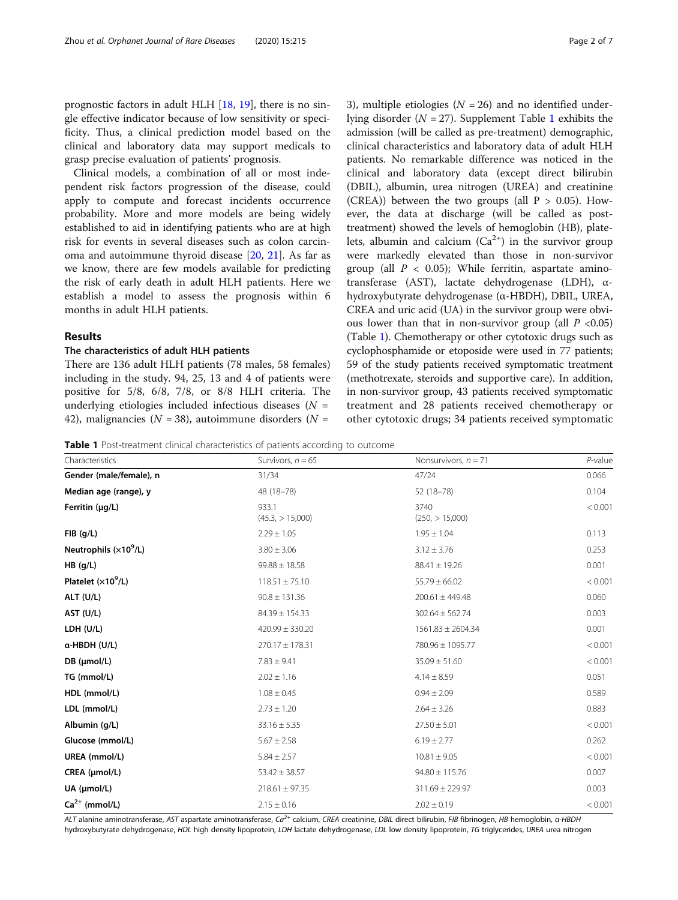prognostic factors in adult HLH [18, 19], there is no single effective indicator because of low sensitivity or specificity. Thus, a clinical prediction model based on the clinical and laboratory data may support medicals to grasp precise evaluation of patients' prognosis.

Clinical models, a combination of all or most independent risk factors progression of the disease, could apply to compute and forecast incidents occurrence probability. More and more models are being widely established to aid in identifying patients who are at high risk for events in several diseases such as colon carcinoma and autoimmune thyroid disease [20, 21]. As far as we know, there are few models available for predicting the risk of early death in adult HLH patients. Here we establish a model to assess the prognosis within 6 months in adult HLH patients.

## Results

### The characteristics of adult HLH patients

There are 136 adult HLH patients (78 males, 58 females) including in the study. 94, 25, 13 and 4 of patients were positive for 5/8, 6/8, 7/8, or 8/8 HLH criteria. The underlying etiologies included infectious diseases ($N$ = 42), malignancies ($N$ = 38), autoimmune disorders ($N$ = 3), multiple etiologies ($N$ = 26) and no identified underlying disorder ($N$ = 27). Supplement Table 1 exhibits the admission (will be called as pre-treatment) demographic, clinical characteristics and laboratory data of adult HLH patients. No remarkable difference was noticed in the clinical and laboratory data (except direct bilirubin (DBIL), albumin, urea nitrogen (UREA) and creatinine (CREA)) between the two groups (all P > 0.05). However, the data at discharge (will be called as post-treatment) showed the levels of hemoglobin (HB), platelets, albumin and calcium ($Ca^{2+}$) in the survivor group were markedly elevated than those in non-survivor group (all $P$ < 0.05); While ferritin, aspartate aminotransferase (AST), lactate dehydrogenase (LDH), α-hydroxybutyrate dehydrogenase (α-HBDH), DBIL, UREA, CREA and uric acid (UA) in the survivor group were obvious lower than that in non-survivor group (all $P$ <0.05) (Table 1). Chemotherapy or other cytotoxic drugs such as cyclophosphamide or etoposide were used in 77 patients; 59 of the study patients received symptomatic treatment (methotrexate, steroids and supportive care). In addition, in non-survivor group, 43 patients received symptomatic treatment and 28 patients received chemotherapy or other cytotoxic drugs; 34 patients received symptomatic

**Table 1** Post-treatment clinical characteristics of patients according to outcome

| Characteristics | Survivors, $n$ = 65 | Nonsurvivors, $n$ = 71 | $P$-value |
|---|---|---|---|
| **Gender (male/female), n** | 31/34 | 47/24 | 0.066 |
| **Median age (range), y** | 48 (18–78) | 52 (18–78) | 0.104 |
| **Ferritin (μg/L)** | 933.1 (45.3, > 15,000) | 3740 (250, > 15,000) | < 0.001 |
| **FIB (g/L)** | 2.29 ± 1.05 | 1.95 ± 1.04 | 0.113 |
| **Neutrophils (×10$^9$/L)** | 3.80 ± 3.06 | 3.12 ± 3.76 | 0.253 |
| **HB (g/L)** | 99.88 ± 18.58 | 88.41 ± 19.26 | 0.001 |
| **Platelet (×10$^9$/L)** | 118.51 ± 75.10 | 55.79 ± 66.02 | < 0.001 |
| **ALT (U/L)** | 90.8 ± 131.36 | 200.61 ± 449.48 | 0.060 |
| **AST (U/L)** | 84.39 ± 154.33 | 302.64 ± 562.74 | 0.003 |
| **LDH (U/L)** | 420.99 ± 330.20 | 1561.83 ± 2604.34 | 0.001 |
| **α-HBDH (U/L)** | 270.17 ± 178.31 | 780.96 ± 1095.77 | < 0.001 |
| **DB (μmol/L)** | 7.83 ± 9.41 | 35.09 ± 51.60 | < 0.001 |
| **TG (mmol/L)** | 2.02 ± 1.16 | 4.14 ± 8.59 | 0.051 |
| **HDL (mmol/L)** | 1.08 ± 0.45 | 0.94 ± 2.09 | 0.589 |
| **LDL (mmol/L)** | 2.73 ± 1.20 | 2.64 ± 3.26 | 0.883 |
| **Albumin (g/L)** | 33.16 ± 5.35 | 27.50 ± 5.01 | < 0.001 |
| **Glucose (mmol/L)** | 5.67 ± 2.58 | 6.19 ± 2.77 | 0.262 |
| **UREA (mmol/L)** | 5.84 ± 2.57 | 10.81 ± 9.05 | < 0.001 |
| **CREA (μmol/L)** | 53.42 ± 38.57 | 94.80 ± 115.76 | 0.007 |
| **UA (μmol/L)** | 218.61 ± 97.35 | 311.69 ± 229.97 | 0.003 |
| **$Ca^{2+}$ (mmol/L)** | 2.15 ± 0.16 | 2.02 ± 0.19 | < 0.001 |

*ALT* alanine aminotransferase, *AST* aspartate aminotransferase, *$Ca^{2+}$* calcium, *CREA* creatinine, *DBIL* direct bilirubin, *FIB* fibrinogen, *HB* hemoglobin, *α-HBDH* hydroxybutyrate dehydrogenase, *HDL* high density lipoprotein, *LDH* lactate dehydrogenase, *LDL* low density lipoprotein, *TG* triglycerides, *UREA* urea nitrogen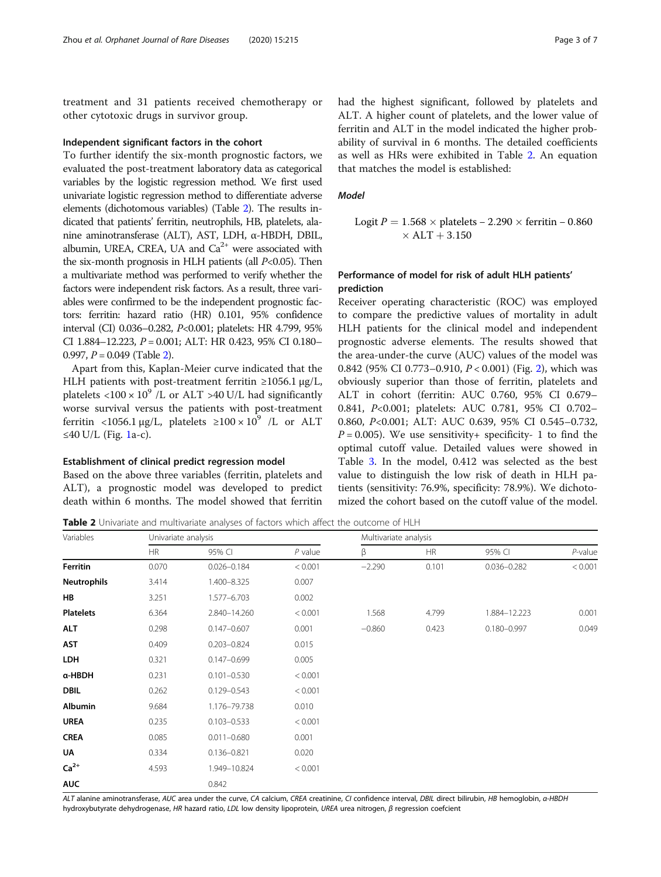treatment and 31 patients received chemotherapy or other cytotoxic drugs in survivor group.

### Independent significant factors in the cohort

To further identify the six-month prognostic factors, we evaluated the post-treatment laboratory data as categorical variables by the logistic regression method. We first used univariate logistic regression method to differentiate adverse elements (dichotomous variables) (Table 2). The results indicated that patients' ferritin, neutrophils, HB, platelets, alanine aminotransferase (ALT), AST, LDH, α-HBDH, DBIL, albumin, UREA, CREA, UA and $Ca^{2+}$ were associated with the six-month prognosis in HLH patients (all $P<0.05$). Then a multivariate method was performed to verify whether the factors were independent risk factors. As a result, three variables were confirmed to be the independent prognostic factors: ferritin: hazard ratio (HR) 0.101, 95% confidence interval (CI) 0.036–0.282, $P<0.001$; platelets: HR 4.799, 95% CI 1.884–12.223, $P = 0.001$; ALT: HR 0.423, 95% CI 0.180–0.997, $P = 0.049$ (Table 2).

Apart from this, Kaplan-Meier curve indicated that the HLH patients with post-treatment ferritin ≥1056.1 μg/L, platelets $<100 \times 10^9$ /L or ALT >40 U/L had significantly worse survival versus the patients with post-treatment ferritin <1056.1 μg/L, platelets $\geq 100 \times 10^9$ /L or ALT ≤40 U/L (Fig. 1a-c).

### Establishment of clinical predict regression model

Based on the above three variables (ferritin, platelets and ALT), a prognostic model was developed to predict death within 6 months. The model showed that ferritin had the highest significant, followed by platelets and ALT. A higher count of platelets, and the lower value of ferritin and ALT in the model indicated the higher probability of survival in 6 months. The detailed coefficients as well as HRs were exhibited in Table 2. An equation that matches the model is established:

#### *Model*

$$\text{Logit } P = 1.568 \times \text{platelets} - 2.290 \times \text{ferritin} - 0.860 \times \text{ALT} + 3.150$$

### Performance of model for risk of adult HLH patients' prediction

Receiver operating characteristic (ROC) was employed to compare the predictive values of mortality in adult HLH patients for the clinical model and independent prognostic adverse elements. The results showed that the area-under-the curve (AUC) values of the model was 0.842 (95% CI 0.773–0.910, $P < 0.001$) (Fig. 2), which was obviously superior than those of ferritin, platelets and ALT in cohort (ferritin: AUC 0.760, 95% CI 0.679–0.841, $P<0.001$; platelets: AUC 0.781, 95% CI 0.702–0.860, $P<0.001$; ALT: AUC 0.639, 95% CI 0.545–0.732, $P = 0.005$). We use sensitivity+ specificity- 1 to find the optimal cutoff value. Detailed values were showed in Table 3. In the model, 0.412 was selected as the best value to distinguish the low risk of death in HLH patients (sensitivity: 76.9%, specificity: 78.9%). We dichotomized the cohort based on the cutoff value of the model.

**Table 2** Univariate and multivariate analyses of factors which affect the outcome of HLH

| Variables | Univariate analysis | | | Multivariate analysis | | | |
|---|---|---|---|---|---|---|---|
| | HR | 95% CI | *P* value | β | HR | 95% CI | *P*-value |
| **Ferritin** | 0.070 | 0.026–0.184 | < 0.001 | −2.290 | 0.101 | 0.036–0.282 | < 0.001 |
| **Neutrophils** | 3.414 | 1.400–8.325 | 0.007 | | | | |
| **HB** | 3.251 | 1.577–6.703 | 0.002 | | | | |
| **Platelets** | 6.364 | 2.840–14.260 | < 0.001 | 1.568 | 4.799 | 1.884–12.223 | 0.001 |
| **ALT** | 0.298 | 0.147–0.607 | 0.001 | −0.860 | 0.423 | 0.180–0.997 | 0.049 |
| **AST** | 0.409 | 0.203–0.824 | 0.015 | | | | |
| **LDH** | 0.321 | 0.147–0.699 | 0.005 | | | | |
| **α-HBDH** | 0.231 | 0.101–0.530 | < 0.001 | | | | |
| **DBIL** | 0.262 | 0.129–0.543 | < 0.001 | | | | |
| **Albumin** | 9.684 | 1.176–79.738 | 0.010 | | | | |
| **UREA** | 0.235 | 0.103–0.533 | < 0.001 | | | | |
| **CREA** | 0.085 | 0.011–0.680 | 0.001 | | | | |
| **UA** | 0.334 | 0.136–0.821 | 0.020 | | | | |
| **$Ca^{2+}$** | 4.593 | 1.949–10.824 | < 0.001 | | | | |
| **AUC** | | 0.842 | | | | | |

*ALT* alanine aminotransferase, *AUC* area under the curve, *CA* calcium, *CREA* creatinine, *CI* confidence interval, *DBIL* direct bilirubin, *HB* hemoglobin, *α-HBDH* hydroxybutyrate dehydrogenase, *HR* hazard ratio, *LDL* low density lipoprotein, *UREA* urea nitrogen, *β* regression coefcient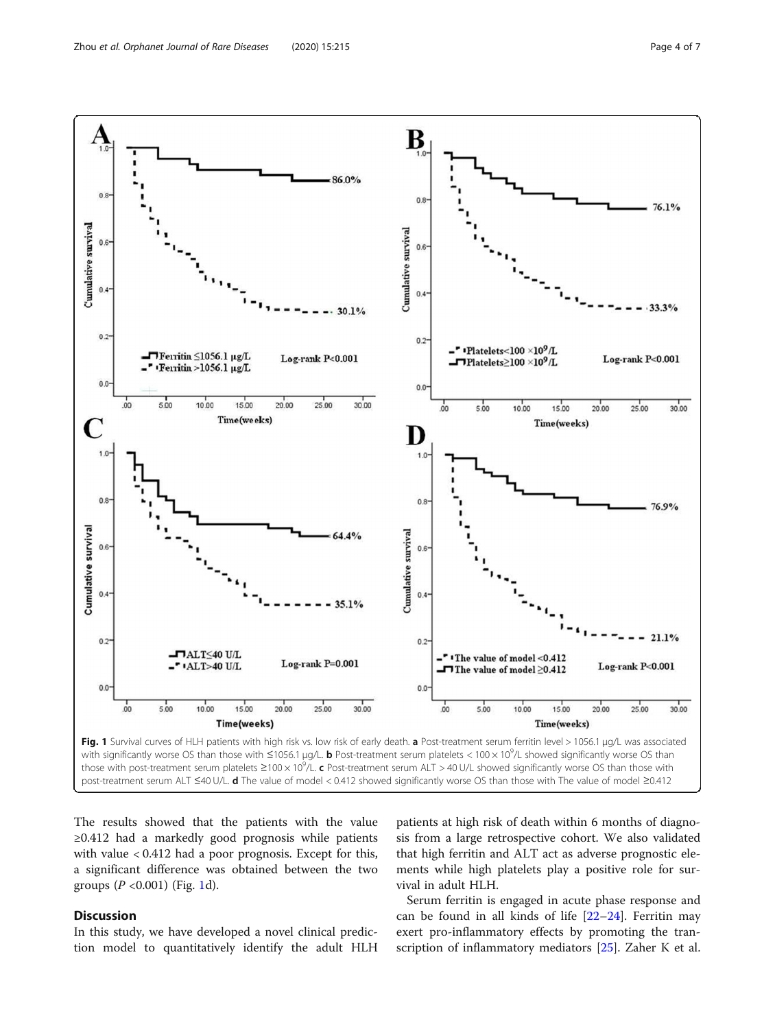Fig. 1 Survival curves of HLH patients with high risk vs. low risk of early death. **a** Post-treatment serum ferritin level > 1056.1 μg/L was associated with significantly worse OS than those with ≤1056.1 μg/L. **b** Post-treatment serum platelets < 100 × $10^9$/L showed significantly worse OS than those with post-treatment serum platelets ≥100 × $10^9$/L. **c** Post-treatment serum ALT > 40 U/L showed significantly worse OS than those with post-treatment serum ALT ≤40 U/L. **d** The value of model < 0.412 showed significantly worse OS than those with The value of model ≥0.412

The results showed that the patients with the value ≥0.412 had a markedly good prognosis while patients with value < 0.412 had a poor prognosis. Except for this, a significant difference was obtained between the two groups (*P* <0.001) (Fig. 1d).

## Discussion

In this study, we have developed a novel clinical prediction model to quantitatively identify the adult HLH patients at high risk of death within 6 months of diagnosis from a large retrospective cohort. We also validated that high ferritin and ALT act as adverse prognostic elements while high platelets play a positive role for survival in adult HLH.

Serum ferritin is engaged in acute phase response and can be found in all kinds of life [22–24]. Ferritin may exert pro-inflammatory effects by promoting the transcription of inflammatory mediators [25]. Zaher K et al.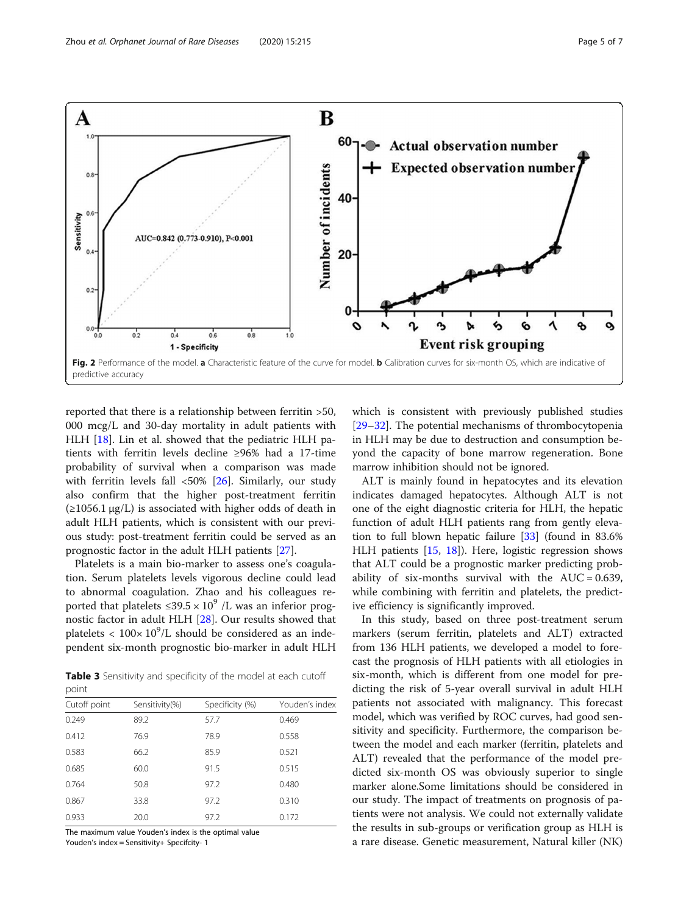Fig. 2 Performance of the model. **a** Characteristic feature of the curve for model. **b** Calibration curves for six-month OS, which are indicative of predictive accuracy

reported that there is a relationship between ferritin >50, 000 mcg/L and 30-day mortality in adult patients with HLH [18]. Lin et al. showed that the pediatric HLH patients with ferritin levels decline ≥96% had a 17-time probability of survival when a comparison was made with ferritin levels fall <50% [26]. Similarly, our study also confirm that the higher post-treatment ferritin (≥1056.1 μg/L) is associated with higher odds of death in adult HLH patients, which is consistent with our previous study: post-treatment ferritin could be served as an prognostic factor in the adult HLH patients [27].

Platelets is a main bio-marker to assess one's coagulation. Serum platelets levels vigorous decline could lead to abnormal coagulation. Zhao and his colleagues reported that platelets $\leq 39.5 \times 10^9$ /L was an inferior prognostic factor in adult HLH [28]. Our results showed that platelets < $100 \times 10^9$/L should be considered as an independent six-month prognostic bio-marker in adult HLH which is consistent with previously published studies [29–32]. The potential mechanisms of thrombocytopenia in HLH may be due to destruction and consumption beyond the capacity of bone marrow regeneration. Bone marrow inhibition should not be ignored.

**Table 3** Sensitivity and specificity of the model at each cutoff point

| Cutoff point | Sensitivity(%) | Specificity (%) | Youden's index |
|---|---|---|---|
| 0.249 | 89.2 | 57.7 | 0.469 |
| 0.412 | 76.9 | 78.9 | 0.558 |
| 0.583 | 66.2 | 85.9 | 0.521 |
| 0.685 | 60.0 | 91.5 | 0.515 |
| 0.764 | 50.8 | 97.2 | 0.480 |
| 0.867 | 33.8 | 97.2 | 0.310 |
| 0.933 | 20.0 | 97.2 | 0.172 |

The maximum value Youden's index is the optimal value
Youden's index = Sensitivity+ Specifcity- 1

ALT is mainly found in hepatocytes and its elevation indicates damaged hepatocytes. Although ALT is not one of the eight diagnostic criteria for HLH, the hepatic function of adult HLH patients rang from gently elevation to full blown hepatic failure [33] (found in 83.6% HLH patients [15, 18]). Here, logistic regression shows that ALT could be a prognostic marker predicting probability of six-months survival with the AUC = 0.639, while combining with ferritin and platelets, the predictive efficiency is significantly improved.

In this study, based on three post-treatment serum markers (serum ferritin, platelets and ALT) extracted from 136 HLH patients, we developed a model to forecast the prognosis of HLH patients with all etiologies in six-month, which is different from one model for predicting the risk of 5-year overall survival in adult HLH patients not associated with malignancy. This forecast model, which was verified by ROC curves, had good sensitivity and specificity. Furthermore, the comparison between the model and each marker (ferritin, platelets and ALT) revealed that the performance of the model predicted six-month OS was obviously superior to single marker alone.Some limitations should be considered in our study. The impact of treatments on prognosis of patients were not analysis. We could not externally validate the results in sub-groups or verification group as HLH is a rare disease. Genetic measurement, Natural killer (NK)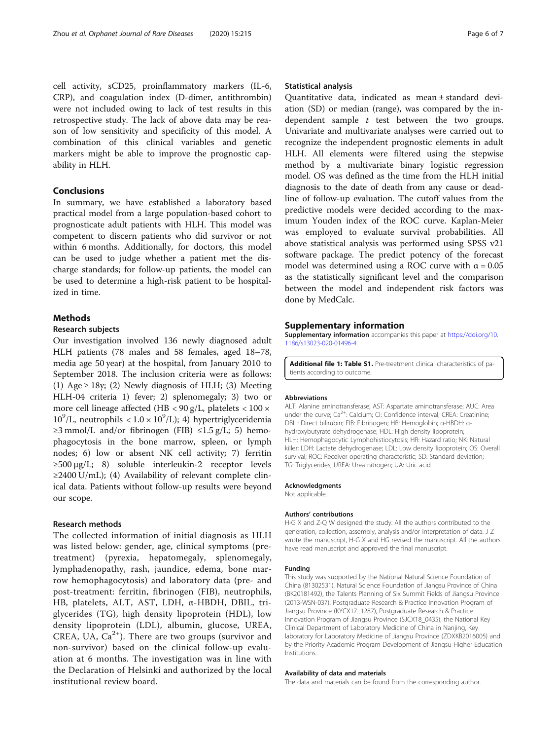cell activity, sCD25, proinflammatory markers (IL-6, CRP), and coagulation index (D-dimer, antithrombin) were not included owing to lack of test results in this retrospective study. The lack of above data may be reason of low sensitivity and specificity of this model. A combination of this clinical variables and genetic markers might be able to improve the prognostic capability in HLH.

## Conclusions

In summary, we have established a laboratory based practical model from a large population-based cohort to prognosticate adult patients with HLH. This model was competent to discern patients who did survivor or not within 6 months. Additionally, for doctors, this model can be used to judge whether a patient met the discharge standards; for follow-up patients, the model can be used to determine a high-risk patient to be hospitalized in time.

## Methods

### Research subjects

Our investigation involved 136 newly diagnosed adult HLH patients (78 males and 58 females, aged 18–78, media age 50 year) at the hospital, from January 2010 to September 2018. The inclusion criteria were as follows: (1) Age ≥ 18y; (2) Newly diagnosis of HLH; (3) Meeting HLH-04 criteria 1) fever; 2) splenomegaly; 3) two or more cell lineage affected (HB < 90 g/L, platelets < $100 \times 10^9$/L, neutrophils < $1.0 \times 10^9$/L); 4) hypertriglyceridemia ≥3 mmol/L and/or fibrinogen (FIB) ≤1.5 g/L; 5) hemophagocytosis in the bone marrow, spleen, or lymph nodes; 6) low or absent NK cell activity; 7) ferritin ≥500 μg/L; 8) soluble interleukin-2 receptor levels ≥2400 U/mL); (4) Availability of relevant complete clinical data. Patients without follow-up results were beyond our scope.

### Research methods

The collected information of initial diagnosis as HLH was listed below: gender, age, clinical symptoms (pretreatment) (pyrexia, hepatomegaly, splenomegaly, lymphadenopathy, rash, jaundice, edema, bone marrow hemophagocytosis) and laboratory data (pre- and post-treatment: ferritin, fibrinogen (FIB), neutrophils, HB, platelets, ALT, AST, LDH, α-HBDH, DBIL, triglycerides (TG), high density lipoprotein (HDL), low density lipoprotein (LDL), albumin, glucose, UREA, CREA, UA, $Ca^{2+}$). There are two groups (survivor and non-survivor) based on the clinical follow-up evaluation at 6 months. The investigation was in line with the Declaration of Helsinki and authorized by the local institutional review board.

### Statistical analysis

Quantitative data, indicated as mean ± standard deviation (SD) or median (range), was compared by the independent sample *t* test between the two groups. Univariate and multivariate analyses were carried out to recognize the independent prognostic elements in adult HLH. All elements were filtered using the stepwise method by a multivariate binary logistic regression model. OS was defined as the time from the HLH initial diagnosis to the date of death from any cause or deadline of follow-up evaluation. The cutoff values from the predictive models were decided according to the maximum Youden index of the ROC curve. Kaplan-Meier was employed to evaluate survival probabilities. All above statistical analysis was performed using SPSS v21 software package. The predict potency of the forecast model was determined using a ROC curve with $\alpha = 0.05$ as the statistically significant level and the comparison between the model and independent risk factors was done by MedCalc.

## Supplementary information

**Supplementary information** accompanies this paper at https://doi.org/10.1186/s13023-020-01496-4.

**Additional file 1: Table S1.** Pre-treatment clinical characteristics of patients according to outcome.

#### Abbreviations

ALT: Alanine aminotransferase; AST: Aspartate aminotransferase; AUC: Area under the curve; $Ca^{2+}$: Calcium; CI: Confidence interval; CREA: Creatinine; DBIL: Direct bilirubin; FIB: Fibrinogen; HB: Hemoglobin; α-HBDH: α-hydroxybutyrate dehydrogenase; HDL: High density lipoprotein; HLH: Hemophagocytic Lymphohistiocytosis; HR: Hazard ratio; NK: Natural killer; LDH: Lactate dehydrogenase; LDL: Low density lipoprotein; OS: Overall survival; ROC: Receiver operating characteristic; SD: Standard deviation; TG: Triglycerides; UREA: Urea nitrogen; UA: Uric acid

#### Acknowledgments

Not applicable.

#### Authors' contributions

H-G X and Z-Q W designed the study. All the authors contributed to the generation, collection, assembly, analysis and/or interpretation of data. J Z wrote the manuscript, H-G X and HG revised the manuscript. All the authors have read manuscript and approved the final manuscript.

#### Funding

This study was supported by the National Natural Science Foundation of China (81302531), Natural Science Foundation of Jiangsu Province of China (BK20181492), the Talents Planning of Six Summit Fields of Jiangsu Province (2013-WSN-037), Postgraduate Research & Practice Innovation Program of Jiangsu Province (KYCX17_1287), Postgraduate Research & Practice Innovation Program of Jiangsu Province (SJCX18_0435), the National Key Clinical Department of Laboratory Medicine of China in Nanjing, Key laboratory for Laboratory Medicine of Jiangsu Province (ZDXKB2016005) and by the Priority Academic Program Development of Jiangsu Higher Education Institutions.

#### Availability of data and materials

The data and materials can be found from the corresponding author.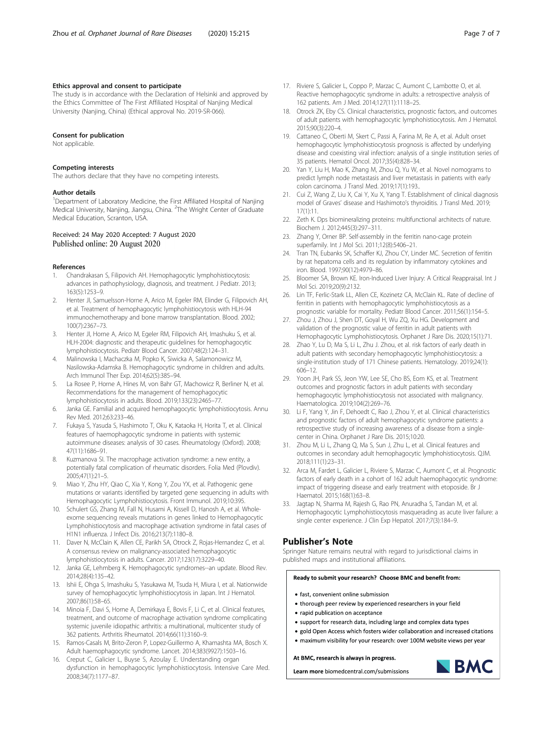### Ethics approval and consent to participate

The study is in accordance with the Declaration of Helsinki and approved by the Ethics Committee of The First Affiliated Hospital of Nanjing Medical University (Nanjing, China) (Ethical approval No. 2019-SR-066).

### Consent for publication

Not applicable.

### Competing interests

The authors declare that they have no competing interests.

### Author details

[1]Department of Laboratory Medicine, the First Affiliated Hospital of Nanjing Medical University, Nanjing, Jiangsu, China. [2]The Wright Center of Graduate Medical Education, Scranton, USA.

Received: 24 May 2020 Accepted: 7 August 2020
Published online: 20 August 2020

### References

1. Chandrakasan S, Filipovich AH. Hemophagocytic lymphohistiocytosis: advances in pathophysiology, diagnosis, and treatment. J Pediatr. 2013; 163(5):1253–9.
2. Henter JI, Samuelsson-Horne A, Arico M, Egeler RM, Elinder G, Filipovich AH, et al. Treatment of hemophagocytic lymphohistiocytosis with HLH-94 immunochemotherapy and bone marrow transplantation. Blood. 2002; 100(7):2367–73.
3. Henter JI, Horne A, Arico M, Egeler RM, Filipovich AH, Imashuku S, et al. HLH-2004: diagnostic and therapeutic guidelines for hemophagocytic lymphohistiocytosis. Pediatr Blood Cancer. 2007;48(2):124–31.
4. Malinowska I, Machaczka M, Popko K, Siwicka A, Salamonowicz M, Nasilowska-Adamska B. Hemophagocytic syndrome in children and adults. Arch Immunol Ther Exp. 2014;62(5):385–94.
5. La Rosee P, Horne A, Hines M, von Bahr GT, Machowicz R, Berliner N, et al. Recommendations for the management of hemophagocytic lymphohistiocytosis in adults. Blood. 2019;133(23):2465–77.
6. Janka GE. Familial and acquired hemophagocytic lymphohistiocytosis. Annu Rev Med. 2012;63:233–46.
7. Fukaya S, Yasuda S, Hashimoto T, Oku K, Kataoka H, Horita T, et al. Clinical features of haemophagocytic syndrome in patients with systemic autoimmune diseases: analysis of 30 cases. Rheumatology (Oxford). 2008; 47(11):1686–91.
8. Kuzmanova SI. The macrophage activation syndrome: a new entity, a potentially fatal complication of rheumatic disorders. Folia Med (Plovdiv). 2005;47(1):21–5.
9. Miao Y, Zhu HY, Qiao C, Xia Y, Kong Y, Zou YX, et al. Pathogenic gene mutations or variants identified by targeted gene sequencing in adults with Hemophagocytic Lymphohistiocytosis. Front Immunol. 2019;10:395.
10. Schulert GS, Zhang M, Fall N, Husami A, Kissell D, Hanosh A, et al. Whole-exome sequencing reveals mutations in genes linked to Hemophagocytic Lymphohistiocytosis and macrophage activation syndrome in fatal cases of H1N1 influenza. J Infect Dis. 2016;213(7):1180–8.
11. Daver N, McClain K, Allen CE, Parikh SA, Otrock Z, Rojas-Hernandez C, et al. A consensus review on malignancy-associated hemophagocytic lymphohistiocytosis in adults. Cancer. 2017;123(17):3229–40.
12. Janka GE, Lehmberg K. Hemophagocytic syndromes--an update. Blood Rev. 2014;28(4):135–42.
13. Ishii E, Ohga S, Imashuku S, Yasukawa M, Tsuda H, Miura I, et al. Nationwide survey of hemophagocytic lymphohistiocytosis in Japan. Int J Hematol. 2007;86(1):58–65.
14. Minoia F, Davi S, Horne A, Demirkaya E, Bovis F, Li C, et al. Clinical features, treatment, and outcome of macrophage activation syndrome complicating systemic juvenile idiopathic arthritis: a multinational, multicenter study of 362 patients. Arthritis Rheumatol. 2014;66(11):3160–9.
15. Ramos-Casals M, Brito-Zeron P, Lopez-Guillermo A, Khamashta MA, Bosch X. Adult haemophagocytic syndrome. Lancet. 2014;383(9927):1503–16.
16. Creput C, Galicier L, Buyse S, Azoulay E. Understanding organ dysfunction in hemophagocytic lymphohistiocytosis. Intensive Care Med. 2008;34(7):1177–87.
17. Riviere S, Galicier L, Coppo P, Marzac C, Aumont C, Lambotte O, et al. Reactive hemophagocytic syndrome in adults: a retrospective analysis of 162 patients. Am J Med. 2014;127(11):1118–25.
18. Otrock ZK, Eby CS. Clinical characteristics, prognostic factors, and outcomes of adult patients with hemophagocytic lymphohistiocytosis. Am J Hematol. 2015;90(3):220–4.
19. Cattaneo C, Oberti M, Skert C, Passi A, Farina M, Re A, et al. Adult onset hemophagocytic lymphohistiocytosis prognosis is affected by underlying disease and coexisting viral infection: analysis of a single institution series of 35 patients. Hematol Oncol. 2017;35(4):828–34.
20. Yan Y, Liu H, Mao K, Zhang M, Zhou Q, Yu W, et al. Novel nomograms to predict lymph node metastasis and liver metastasis in patients with early colon carcinoma. J Transl Med. 2019;17(1):193..
21. Cui Z, Wang Z, Liu X, Cai Y, Xu X, Yang T. Establishment of clinical diagnosis model of Graves' disease and Hashimoto's thyroiditis. J Transl Med. 2019; 17(1):11.
22. Zeth K. Dps biomineralizing proteins: multifunctional architects of nature. Biochem J. 2012;445(3):297–311.
23. Zhang Y, Orner BP. Self-assembly in the ferritin nano-cage protein superfamily. Int J Mol Sci. 2011;12(8):5406–21.
24. Tran TN, Eubanks SK, Schaffer KJ, Zhou CY, Linder MC. Secretion of ferritin by rat hepatoma cells and its regulation by inflammatory cytokines and iron. Blood. 1997;90(12):4979–86.
25. Bloomer SA, Brown KE. Iron-Induced Liver Injury: A Critical Reappraisal. Int J Mol Sci. 2019;20(9):2132.
26. Lin TF, Ferlic-Stark LL, Allen CE, Kozinetz CA, McClain KL. Rate of decline of ferritin in patients with hemophagocytic lymphohistiocytosis as a prognostic variable for mortality. Pediatr Blood Cancer. 2011;56(1):154–5.
27. Zhou J, Zhou J, Shen DT, Goyal H, Wu ZQ, Xu HG. Development and validation of the prognostic value of ferritin in adult patients with Hemophagocytic Lymphohistiocytosis. Orphanet J Rare Dis. 2020;15(1):71.
28. Zhao Y, Lu D, Ma S, Li L, Zhu J. Zhou, et al. risk factors of early death in adult patients with secondary hemophagocytic lymphohistiocytosis: a single-institution study of 171 Chinese patients. Hematology. 2019;24(1): 606–12.
29. Yoon JH, Park SS, Jeon YW, Lee SE, Cho BS, Eom KS, et al. Treatment outcomes and prognostic factors in adult patients with secondary hemophagocytic lymphohistiocytosis not associated with malignancy. Haematologica. 2019;104(2):269–76.
30. Li F, Yang Y, Jin F, Dehoedt C, Rao J, Zhou Y, et al. Clinical characteristics and prognostic factors of adult hemophagocytic syndrome patients: a retrospective study of increasing awareness of a disease from a single-center in China. Orphanet J Rare Dis. 2015;10:20.
31. Zhou M, Li L, Zhang Q, Ma S, Sun J, Zhu L, et al. Clinical features and outcomes in secondary adult hemophagocytic lymphohistiocytosis. QJM. 2018;111(1):23–31.
32. Arca M, Fardet L, Galicier L, Riviere S, Marzac C, Aumont C, et al. Prognostic factors of early death in a cohort of 162 adult haemophagocytic syndrome: impact of triggering disease and early treatment with etoposide. Br J Haematol. 2015;168(1):63–8.
33. Jagtap N, Sharma M, Rajesh G, Rao PN, Anuradha S, Tandan M, et al. Hemophagocytic Lymphohistiocytosis masquerading as acute liver failure: a single center experience. J Clin Exp Hepatol. 2017;7(3):184–9.

## Publisher's Note

Springer Nature remains neutral with regard to jurisdictional claims in published maps and institutional affiliations.

**Ready to submit your research? Choose BMC and benefit from:**

- fast, convenient online submission
- thorough peer review by experienced researchers in your field
- rapid publication on acceptance
- support for research data, including large and complex data types
- gold Open Access which fosters wider collaboration and increased citations
- maximum visibility for your research: over 100M website views per year

**At BMC, research is always in progress.**

**Learn more** biomedcentral.com/submissions

BMC